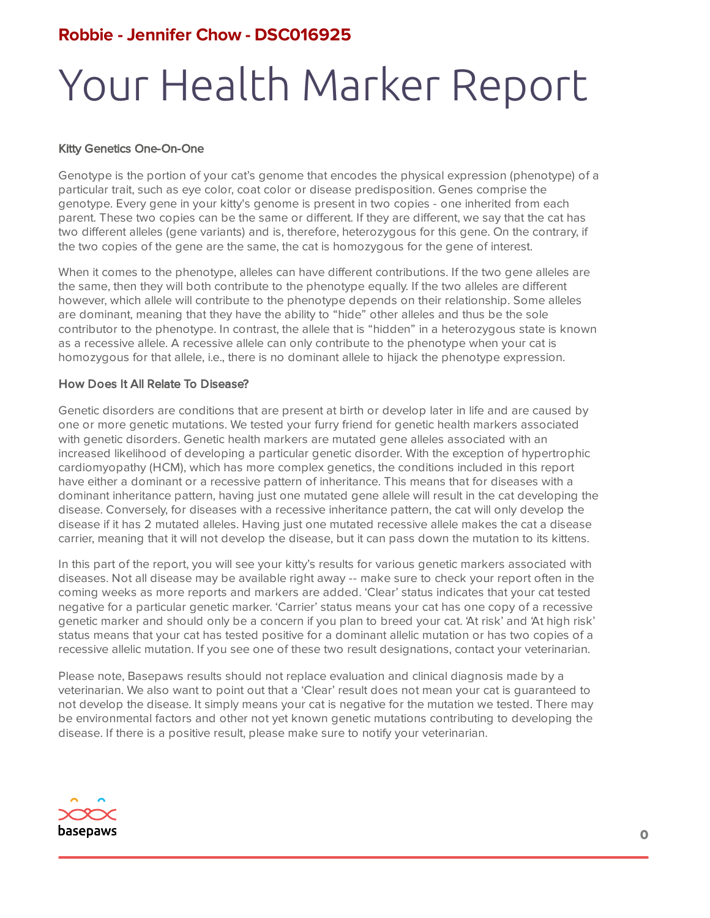**Robbie - Jennifer Chow - DSC016925**

# Your Health Marker Report

### Kitty Genetics One-On-One

Genotype is the portion of your cat's genome that encodes the physical expression (phenotype) of a particular trait, such as eye color, coat color or disease predisposition. Genes comprise the genotype. Every gene in your kitty's genome is present in two copies - one inherited from each parent. These two copies can be the same or different. If they are different, we say that the cat has two different alleles (gene variants) and is, therefore, heterozygous for this gene. On the contrary, if the two copies of the gene are the same, the cat is homozygous for the gene of interest.

When it comes to the phenotype, alleles can have different contributions. If the two gene alleles are the same, then they will both contribute to the phenotype equally. If the two alleles are different however, which allele will contribute to the phenotype depends on their relationship. Some alleles are dominant, meaning that they have the ability to "hide" other alleles and thus be the sole contributor to the phenotype. In contrast, the allele that is "hidden" in a heterozygous state is known as a recessive allele. A recessive allele can only contribute to the phenotype when your cat is homozygous for that allele, i.e., there is no dominant allele to hijack the phenotype expression.

### How Does It All Relate To Disease?

Genetic disorders are conditions that are present at birth or develop later in life and are caused by one or more genetic mutations. We tested your furry friend for genetic health markers associated with genetic disorders. Genetic health markers are mutated gene alleles associated with an increased likelihood of developing a particular genetic disorder. With the exception of hypertrophic cardiomyopathy (HCM), which has more complex genetics, the conditions included in this report have either a dominant or a recessive pattern of inheritance. This means that for diseases with a dominant inheritance pattern, having just one mutated gene allele will result in the cat developing the disease. Conversely, for diseases with a recessive inheritance pattern, the cat will only develop the disease if it has 2 mutated alleles. Having just one mutated recessive allele makes the cat a disease carrier, meaning that it will not develop the disease, but it can pass down the mutation to its kittens.

In this part of the report, you will see your kitty's results for various genetic markers associated with diseases. Not all disease may be available right away -- make sure to check your report often in the coming weeks as more reports and markers are added. 'Clear' status indicates that your cat tested negative for a particular genetic marker. 'Carrier' status means your cat has one copy of a recessive genetic marker and should only be a concern if you plan to breed your cat. 'At risk' and 'At high risk' status means that your cat has tested positive for a dominant allelic mutation or has two copies of a recessive allelic mutation. If you see one of these two result designations, contact your veterinarian.

Please note, Basepaws results should not replace evaluation and clinical diagnosis made by a veterinarian. We also want to point out that a 'Clear' result does not mean your cat is guaranteed to not develop the disease. It simply means your cat is negative for the mutation we tested. There may be environmental factors and other not yet known genetic mutations contributing to developing the disease. If there is a positive result, please make sure to notify your veterinarian.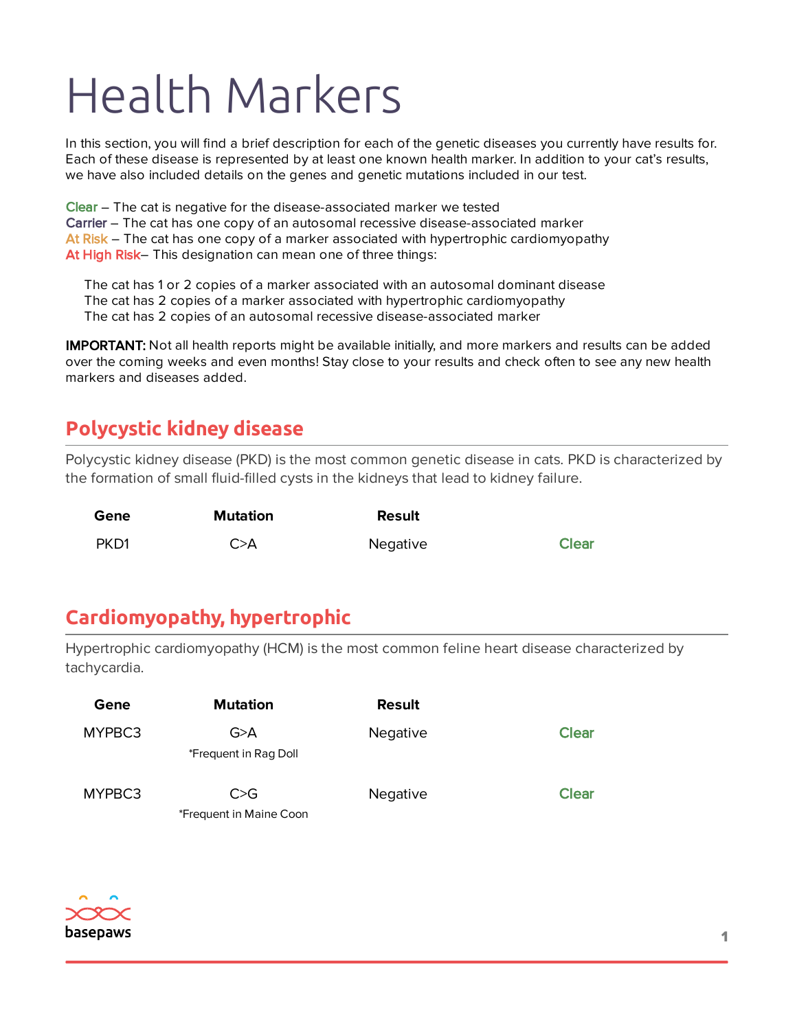# Health Markers

In this section, you will find a brief description for each of the genetic diseases you currently have results for. Each of these disease is represented by at least one known health marker. In addition to your cat's results, we have also included details on the genes and genetic mutations included in our test.

**Clear** – The cat is negative for the disease-associated marker we tested
**Carrier** – The cat has one copy of an autosomal recessive disease-associated marker
**At Risk** – The cat has one copy of a marker associated with hypertrophic cardiomyopathy
**At High Risk**– This designation can mean one of three things:

- The cat has 1 or 2 copies of a marker associated with an autosomal dominant disease
- The cat has 2 copies of a marker associated with hypertrophic cardiomyopathy
- The cat has 2 copies of an autosomal recessive disease-associated marker

**IMPORTANT:** Not all health reports might be available initially, and more markers and results can be added over the coming weeks and even months! Stay close to your results and check often to see any new health markers and diseases added.

## Polycystic kidney disease

Polycystic kidney disease (PKD) is the most common genetic disease in cats. PKD is characterized by the formation of small fluid-filled cysts in the kidneys that lead to kidney failure.

| Gene | Mutation | Result | |
|---|---|---|---|
| PKD1 | C>A | Negative | Clear |

## Cardiomyopathy, hypertrophic

Hypertrophic cardiomyopathy (HCM) is the most common feline heart disease characterized by tachycardia.

| Gene | Mutation | Result | |
|---|---|---|---|
| MYPBC3 | G>A *Frequent in Rag Doll | Negative | Clear |
| MYPBC3 | C>G *Frequent in Maine Coon | Negative | Clear |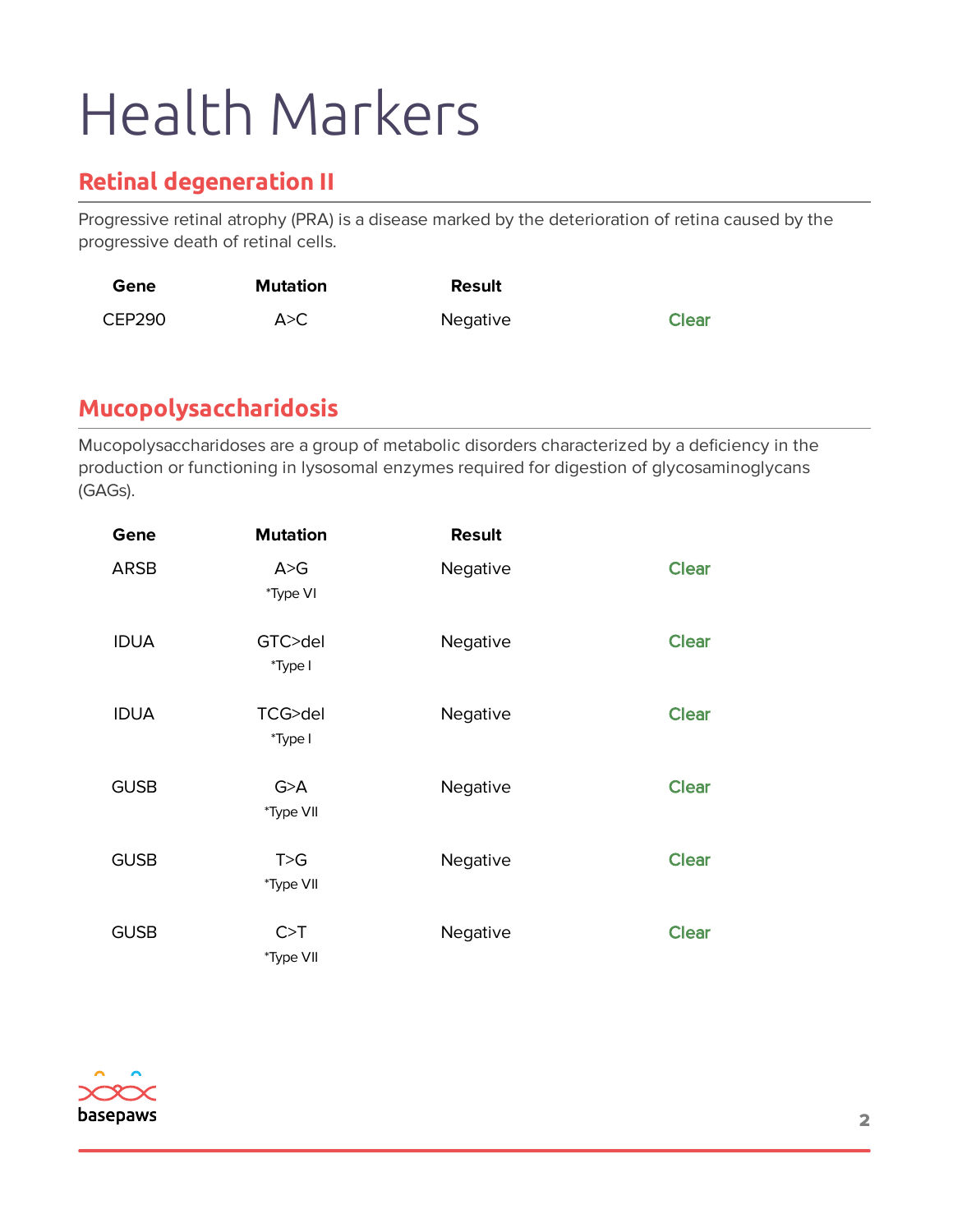# Health Markers

## Retinal degeneration II

Progressive retinal atrophy (PRA) is a disease marked by the deterioration of retina caused by the progressive death of retinal cells.

| Gene | Mutation | Result | |
|---|---|---|---|
| CEP290 | A>C | Negative | Clear |

## Mucopolysaccharidosis

Mucopolysaccharidoses are a group of metabolic disorders characterized by a deficiency in the production or functioning in lysosomal enzymes required for digestion of glycosaminoglycans (GAGs).

| Gene | Mutation | Result | |
|---|---|---|---|
| ARSB | A>G *Type VI | Negative | Clear |
| IDUA | GTC>del *Type I | Negative | Clear |
| IDUA | TCG>del *Type I | Negative | Clear |
| GUSB | G>A *Type VII | Negative | Clear |
| GUSB | T>G *Type VII | Negative | Clear |
| GUSB | C>T *Type VII | Negative | Clear |

basepaws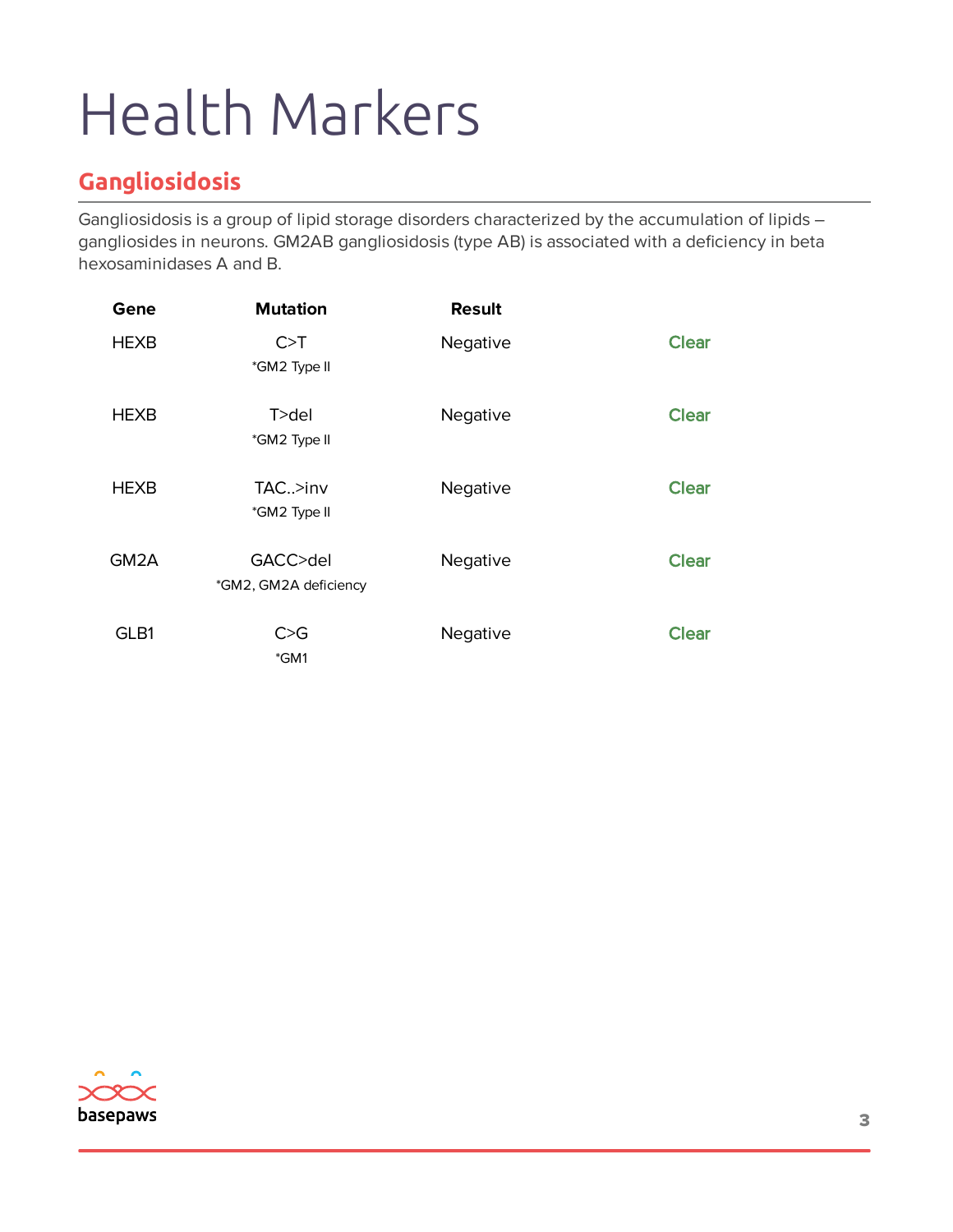# Health Markers

## Gangliosidosis

Gangliosidosis is a group of lipid storage disorders characterized by the accumulation of lipids – gangliosides in neurons. GM2AB gangliosidosis (type AB) is associated with a deficiency in beta hexosaminidases A and B.

| Gene | Mutation | Result | |
|---|---|---|---|
| HEXB | C>T<br>*GM2 Type II | Negative | Clear |
| HEXB | T>del<br>*GM2 Type II | Negative | Clear |
| HEXB | TAC..>inv<br>*GM2 Type II | Negative | Clear |
| GM2A | GACC>del<br>*GM2, GM2A deficiency | Negative | Clear |
| GLB1 | C>G<br>*GM1 | Negative | Clear |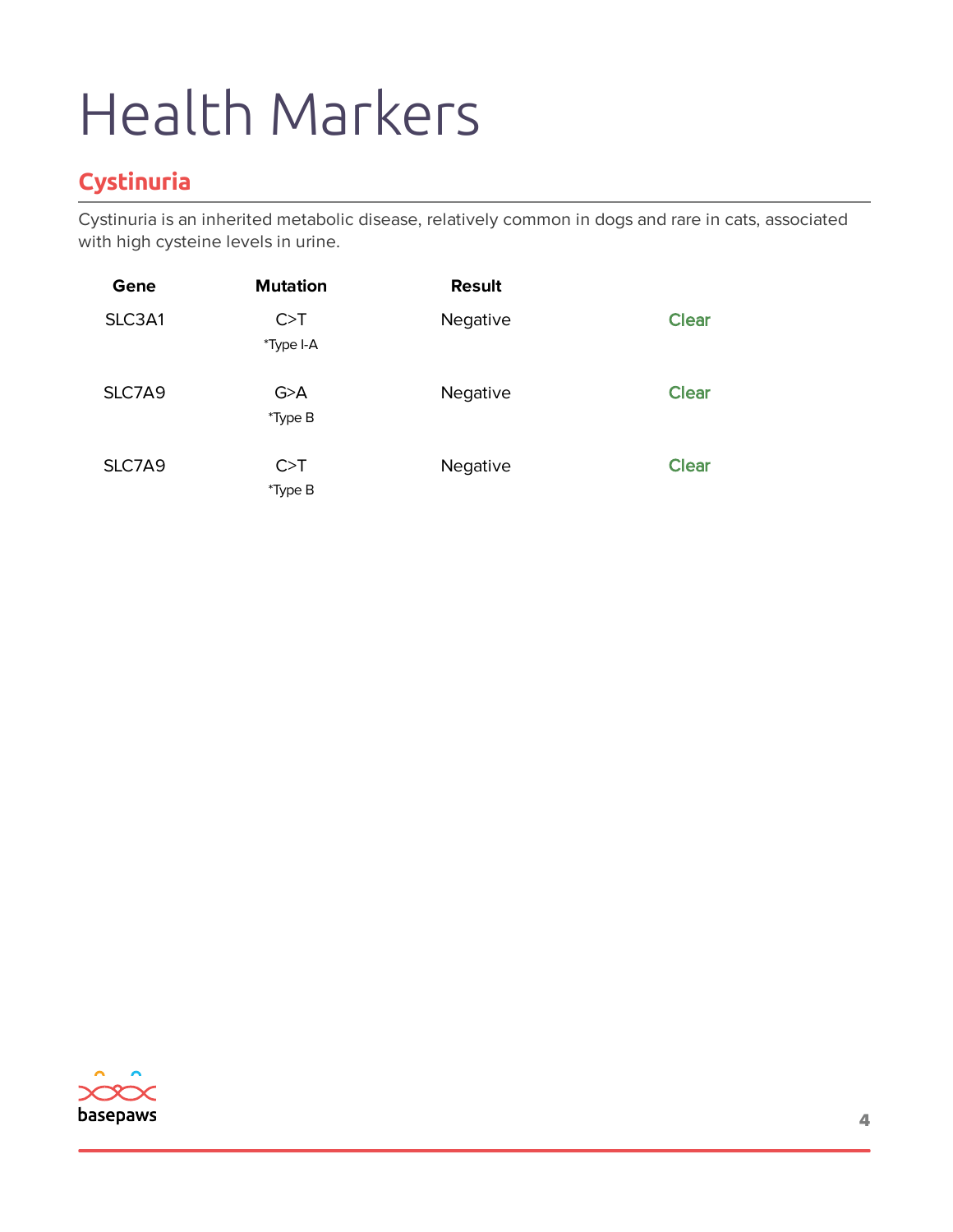# Health Markers

## Cystinuria

Cystinuria is an inherited metabolic disease, relatively common in dogs and rare in cats, associated with high cysteine levels in urine.

| Gene | Mutation | Result | |
|---|---|---|---|
| SLC3A1 | C>T<br>*Type I-A | Negative | Clear |
| SLC7A9 | G>A<br>*Type B | Negative | Clear |
| SLC7A9 | C>T<br>*Type B | Negative | Clear |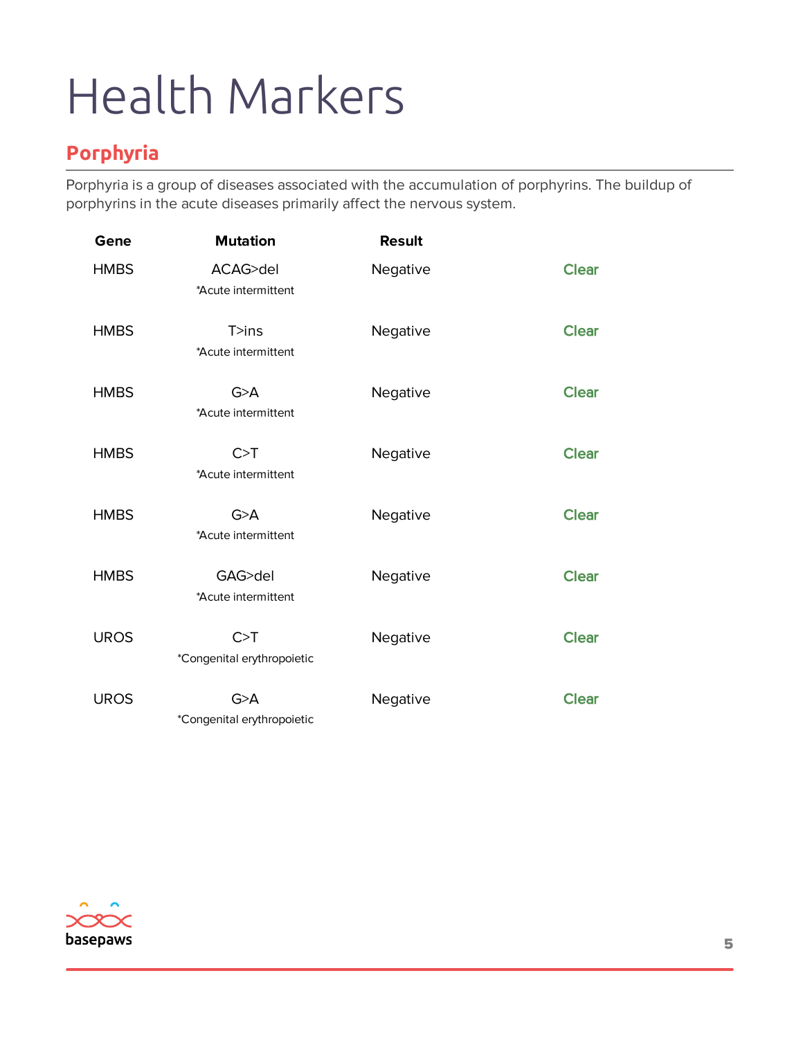# Health Markers

## Porphyria

Porphyria is a group of diseases associated with the accumulation of porphyrins. The buildup of porphyrins in the acute diseases primarily affect the nervous system.

| Gene | Mutation | Result | |
|---|---|---|---|
| HMBS | ACAG>del<br>*Acute intermittent | Negative | Clear |
| HMBS | T>ins<br>*Acute intermittent | Negative | Clear |
| HMBS | G>A<br>*Acute intermittent | Negative | Clear |
| HMBS | C>T<br>*Acute intermittent | Negative | Clear |
| HMBS | G>A<br>*Acute intermittent | Negative | Clear |
| HMBS | GAG>del<br>*Acute intermittent | Negative | Clear |
| UROS | C>T<br>*Congenital erythropoietic | Negative | Clear |
| UROS | G>A<br>*Congenital erythropoietic | Negative | Clear |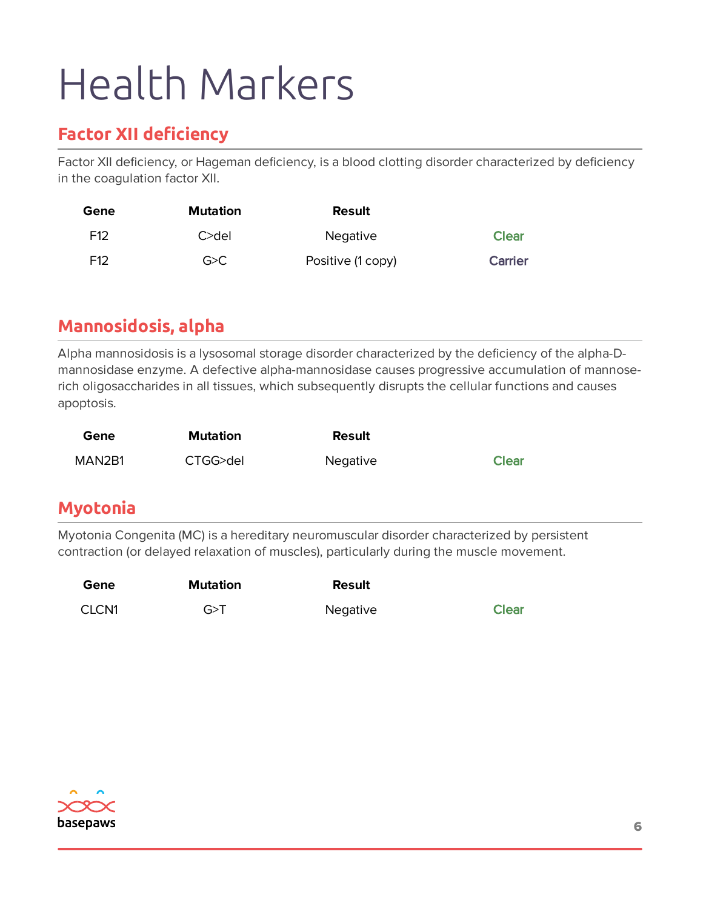# Health Markers

## Factor XII deficiency

Factor XII deficiency, or Hageman deficiency, is a blood clotting disorder characterized by deficiency in the coagulation factor XII.

| Gene | Mutation | Result | |
|---|---|---|---|
| F12 | C>del | Negative | Clear |
| F12 | G>C | Positive (1 copy) | Carrier |

## Mannosidosis, alpha

Alpha mannosidosis is a lysosomal storage disorder characterized by the deficiency of the alpha-D-mannosidase enzyme. A defective alpha-mannosidase causes progressive accumulation of mannose-rich oligosaccharides in all tissues, which subsequently disrupts the cellular functions and causes apoptosis.

| Gene | Mutation | Result | |
|---|---|---|---|
| MAN2B1 | CTGG>del | Negative | Clear |

## Myotonia

Myotonia Congenita (MC) is a hereditary neuromuscular disorder characterized by persistent contraction (or delayed relaxation of muscles), particularly during the muscle movement.

| Gene | Mutation | Result | |
|---|---|---|---|
| CLCN1 | G>T | Negative | Clear |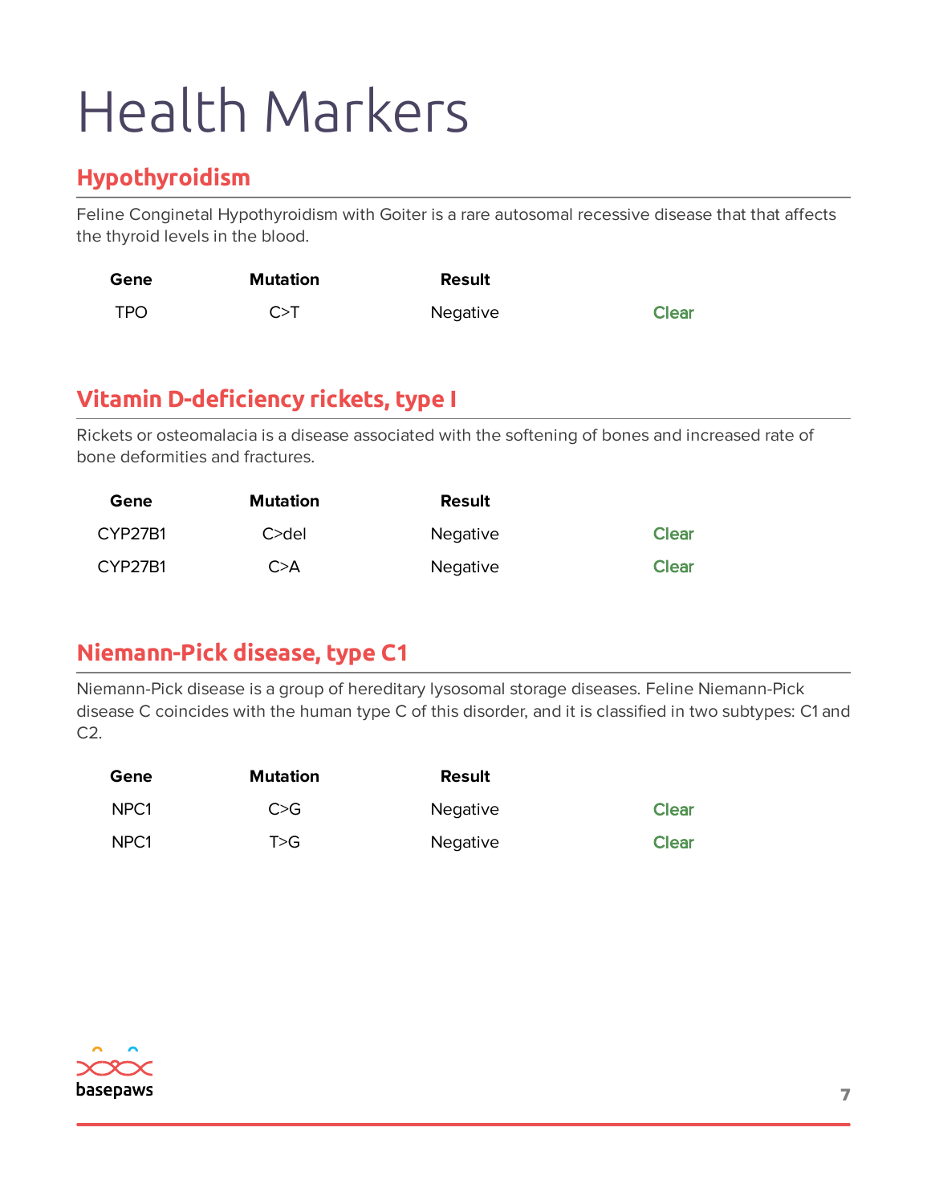# Health Markers

## Hypothyroidism

Feline Conginetal Hypothyroidism with Goiter is a rare autosomal recessive disease that that affects the thyroid levels in the blood.

| Gene | Mutation | Result | |
|---|---|---|---|
| TPO | C>T | Negative | Clear |

## Vitamin D-deficiency rickets, type I

Rickets or osteomalacia is a disease associated with the softening of bones and increased rate of bone deformities and fractures.

| Gene | Mutation | Result | |
|---|---|---|---|
| CYP27B1 | C>del | Negative | Clear |
| CYP27B1 | C>A | Negative | Clear |

## Niemann-Pick disease, type C1

Niemann-Pick disease is a group of hereditary lysosomal storage diseases. Feline Niemann-Pick disease C coincides with the human type C of this disorder, and it is classified in two subtypes: C1 and C2.

| Gene | Mutation | Result | |
|---|---|---|---|
| NPC1 | C>G | Negative | Clear |
| NPC1 | T>G | Negative | Clear |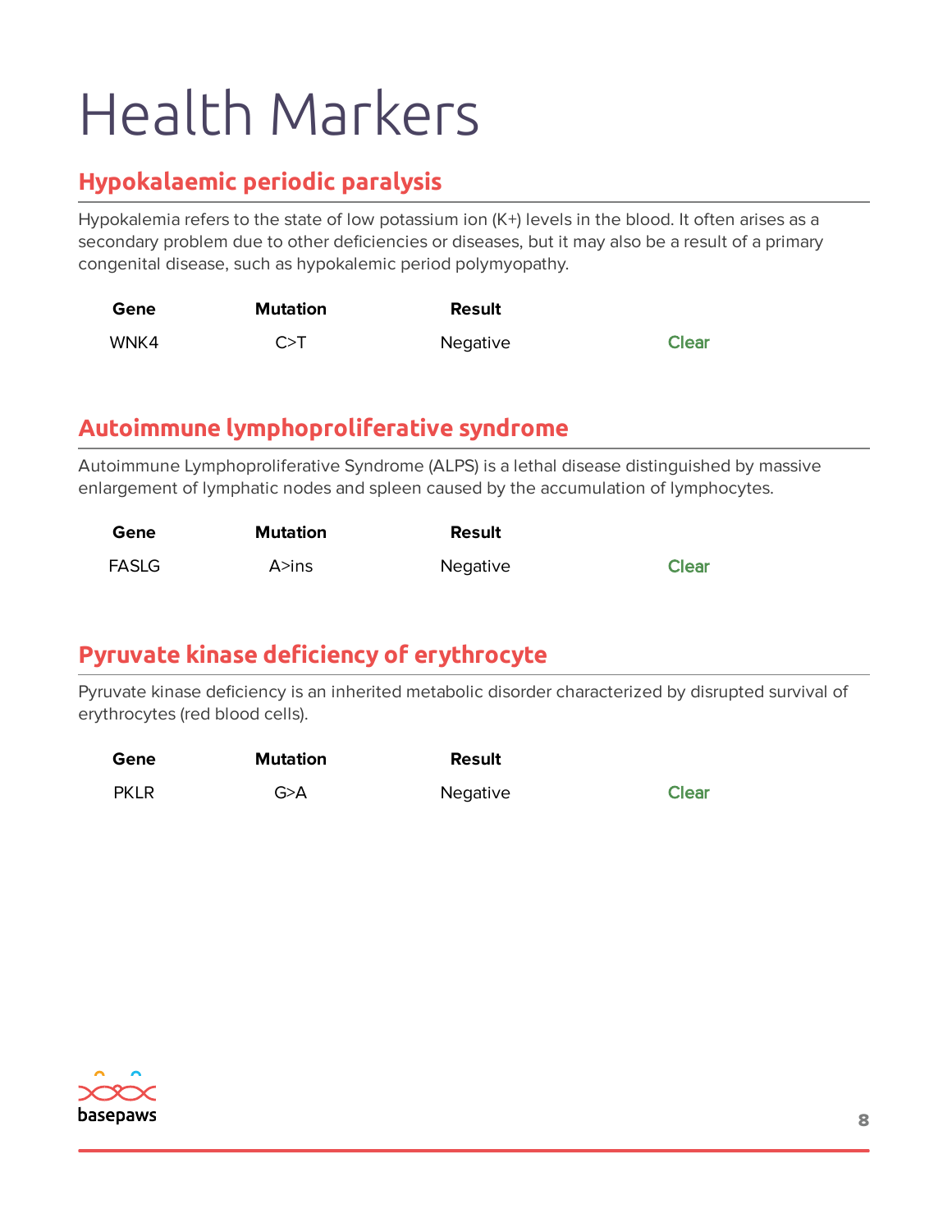# Health Markers

## Hypokalaemic periodic paralysis

Hypokalemia refers to the state of low potassium ion (K+) levels in the blood. It often arises as a secondary problem due to other deficiencies or diseases, but it may also be a result of a primary congenital disease, such as hypokalemic period polymyopathy.

| Gene | Mutation | Result | |
|---|---|---|---|
| WNK4 | C>T | Negative | Clear |

## Autoimmune lymphoproliferative syndrome

Autoimmune Lymphoproliferative Syndrome (ALPS) is a lethal disease distinguished by massive enlargement of lymphatic nodes and spleen caused by the accumulation of lymphocytes.

| Gene | Mutation | Result | |
|---|---|---|---|
| FASLG | A>ins | Negative | Clear |

## Pyruvate kinase deficiency of erythrocyte

Pyruvate kinase deficiency is an inherited metabolic disorder characterized by disrupted survival of erythrocytes (red blood cells).

| Gene | Mutation | Result | |
|---|---|---|---|
| PKLR | G>A | Negative | Clear |